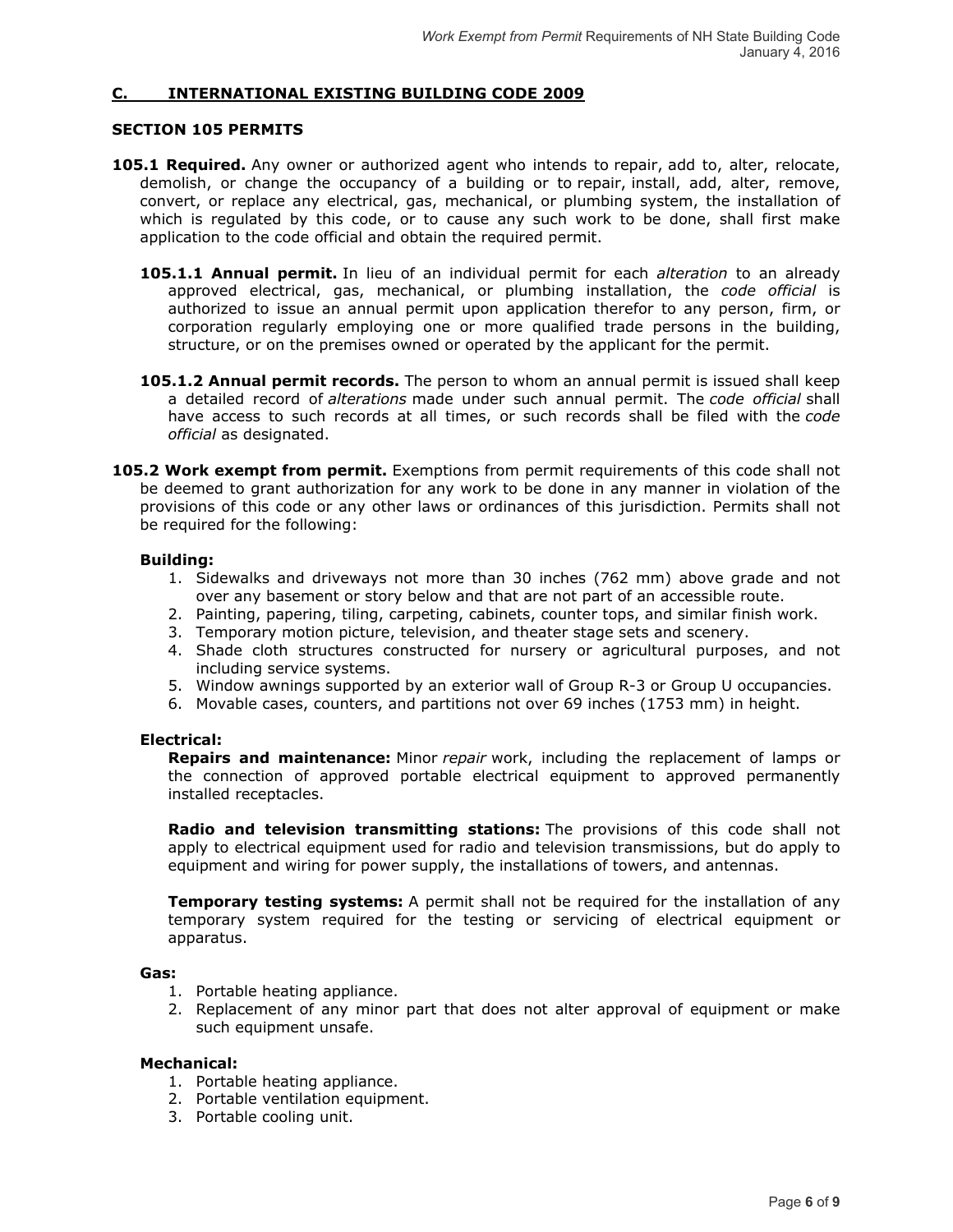## C. INTERNATIONAL EXISTING BUILDING CODE 2009

### SECTION 105 PERMITS

**105.1 Required.** Any owner or authorized agent who intends to repair, add to, alter, relocate, demolish, or change the occupancy of a building or to repair, install, add, alter, remove, convert, or replace any electrical, gas, mechanical, or plumbing system, the installation of which is regulated by this code, or to cause any such work to be done, shall first make application to the code official and obtain the required permit.

**105.1.1 Annual permit.** In lieu of an individual permit for each *alteration* to an already approved electrical, gas, mechanical, or plumbing installation, the *code official* is authorized to issue an annual permit upon application therefor to any person, firm, or corporation regularly employing one or more qualified trade persons in the building, structure, or on the premises owned or operated by the applicant for the permit.

**105.1.2 Annual permit records.** The person to whom an annual permit is issued shall keep a detailed record of *alterations* made under such annual permit. The *code official* shall have access to such records at all times, or such records shall be filed with the *code official* as designated.

**105.2 Work exempt from permit.** Exemptions from permit requirements of this code shall not be deemed to grant authorization for any work to be done in any manner in violation of the provisions of this code or any other laws or ordinances of this jurisdiction. Permits shall not be required for the following:

**Building:**

1. Sidewalks and driveways not more than 30 inches (762 mm) above grade and not over any basement or story below and that are not part of an accessible route.
2. Painting, papering, tiling, carpeting, cabinets, counter tops, and similar finish work.
3. Temporary motion picture, television, and theater stage sets and scenery.
4. Shade cloth structures constructed for nursery or agricultural purposes, and not including service systems.
5. Window awnings supported by an exterior wall of Group R-3 or Group U occupancies.
6. Movable cases, counters, and partitions not over 69 inches (1753 mm) in height.

**Electrical:**

**Repairs and maintenance:** Minor *repair* work, including the replacement of lamps or the connection of approved portable electrical equipment to approved permanently installed receptacles.

**Radio and television transmitting stations:** The provisions of this code shall not apply to electrical equipment used for radio and television transmissions, but do apply to equipment and wiring for power supply, the installations of towers, and antennas.

**Temporary testing systems:** A permit shall not be required for the installation of any temporary system required for the testing or servicing of electrical equipment or apparatus.

**Gas:**

1. Portable heating appliance.
2. Replacement of any minor part that does not alter approval of equipment or make such equipment unsafe.

**Mechanical:**

1. Portable heating appliance.
2. Portable ventilation equipment.
3. Portable cooling unit.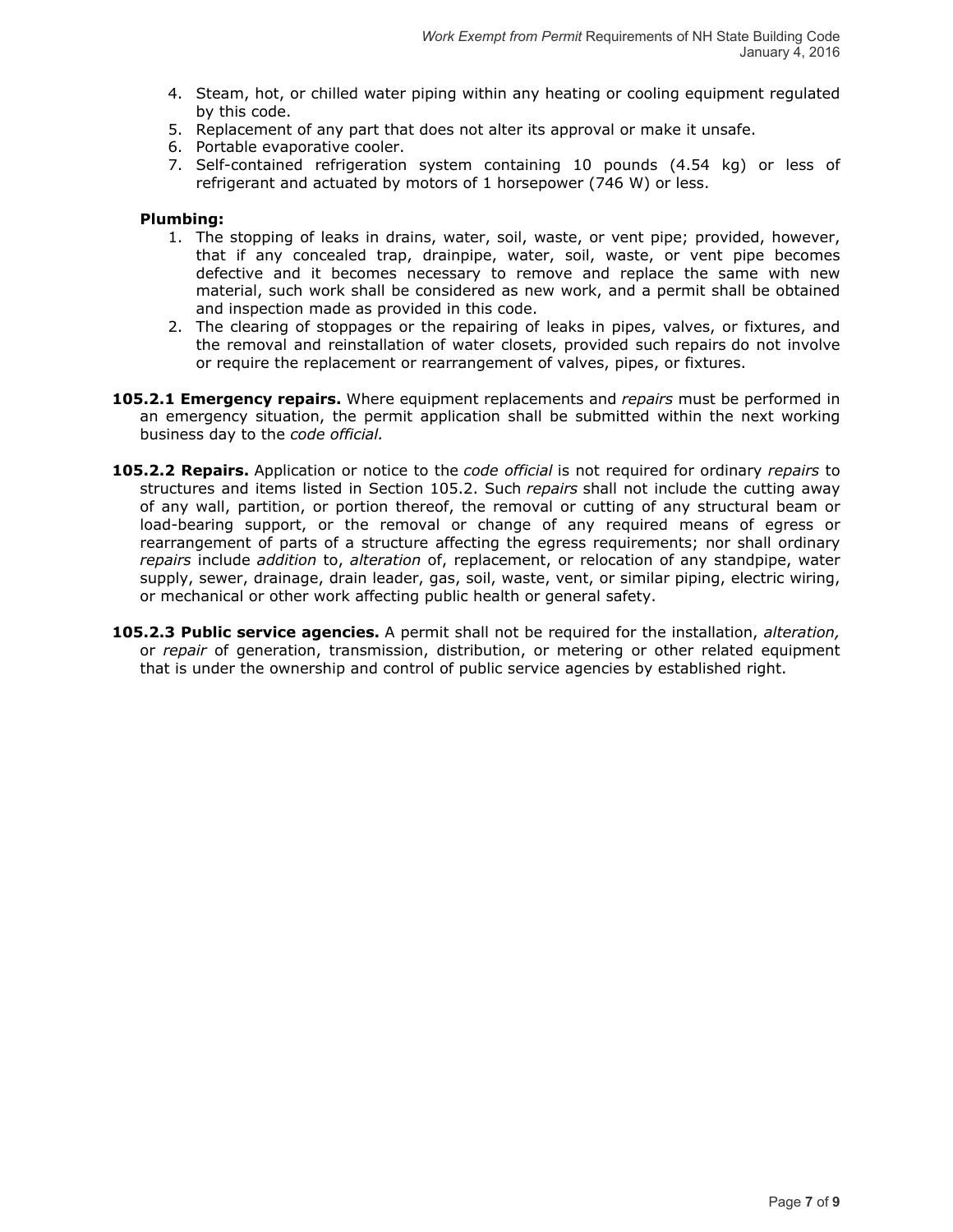4. Steam, hot, or chilled water piping within any heating or cooling equipment regulated by this code.
5. Replacement of any part that does not alter its approval or make it unsafe.
6. Portable evaporative cooler.
7. Self-contained refrigeration system containing 10 pounds (4.54 kg) or less of refrigerant and actuated by motors of 1 horsepower (746 W) or less.

**Plumbing:**

1. The stopping of leaks in drains, water, soil, waste, or vent pipe; provided, however, that if any concealed trap, drainpipe, water, soil, waste, or vent pipe becomes defective and it becomes necessary to remove and replace the same with new material, such work shall be considered as new work, and a permit shall be obtained and inspection made as provided in this code.
2. The clearing of stoppages or the repairing of leaks in pipes, valves, or fixtures, and the removal and reinstallation of water closets, provided such repairs do not involve or require the replacement or rearrangement of valves, pipes, or fixtures.

**105.2.1 Emergency repairs.** Where equipment replacements and *repairs* must be performed in an emergency situation, the permit application shall be submitted within the next working business day to the *code official.*

**105.2.2 Repairs.** Application or notice to the *code official* is not required for ordinary *repairs* to structures and items listed in Section 105.2. Such *repairs* shall not include the cutting away of any wall, partition, or portion thereof, the removal or cutting of any structural beam or load-bearing support, or the removal or change of any required means of egress or rearrangement of parts of a structure affecting the egress requirements; nor shall ordinary *repairs* include *addition* to, *alteration* of, replacement, or relocation of any standpipe, water supply, sewer, drainage, drain leader, gas, soil, waste, vent, or similar piping, electric wiring, or mechanical or other work affecting public health or general safety.

**105.2.3 Public service agencies.** A permit shall not be required for the installation, *alteration,* or *repair* of generation, transmission, distribution, or metering or other related equipment that is under the ownership and control of public service agencies by established right.